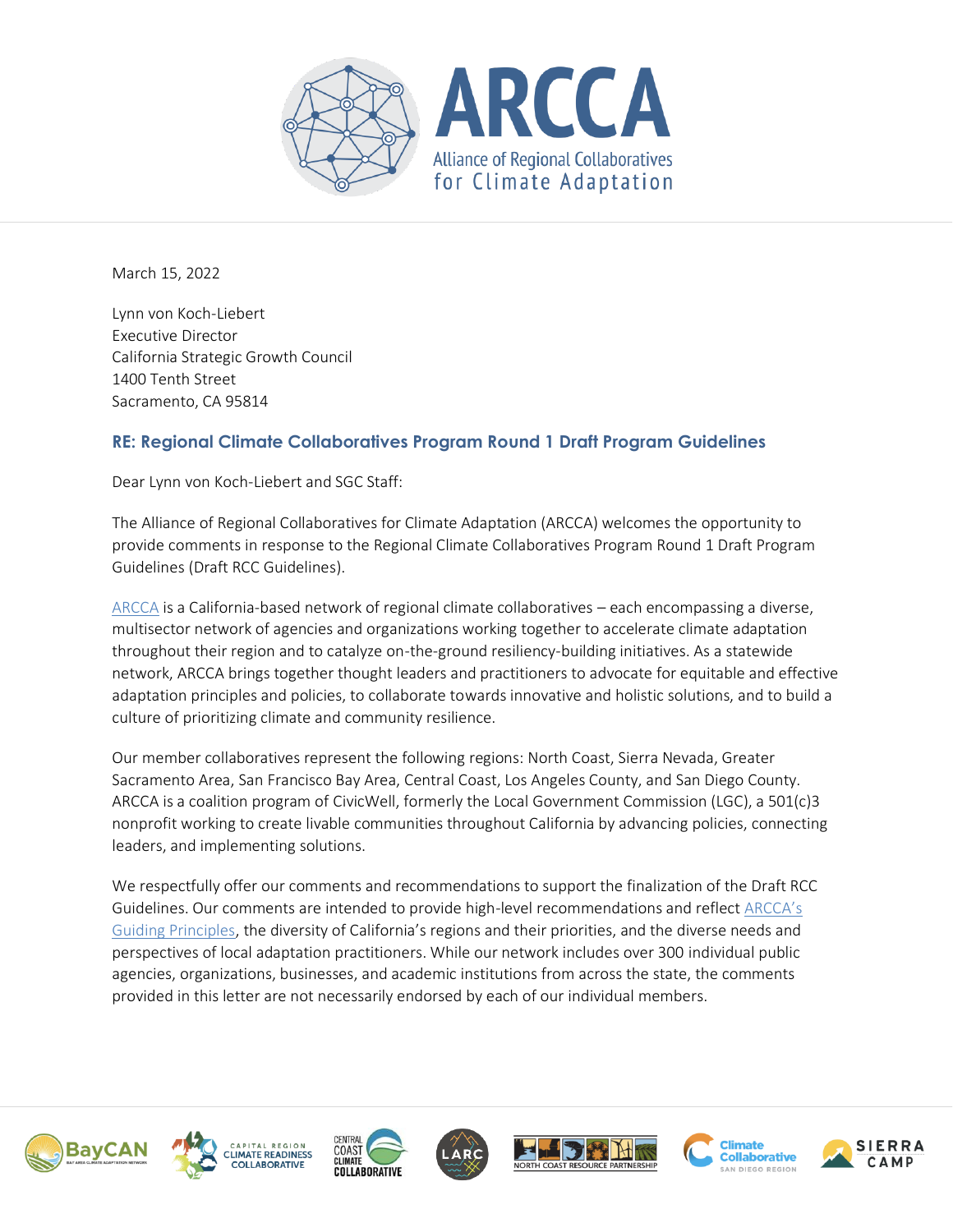# ARCCA

Alliance of Regional Collaboratives for Climate Adaptation

March 15, 2022

Lynn von Koch-Liebert
Executive Director
California Strategic Growth Council
1400 Tenth Street
Sacramento, CA 95814

## RE: Regional Climate Collaboratives Program Round 1 Draft Program Guidelines

Dear Lynn von Koch-Liebert and SGC Staff:

The Alliance of Regional Collaboratives for Climate Adaptation (ARCCA) welcomes the opportunity to provide comments in response to the Regional Climate Collaboratives Program Round 1 Draft Program Guidelines (Draft RCC Guidelines).

ARCCA is a California-based network of regional climate collaboratives – each encompassing a diverse, multisector network of agencies and organizations working together to accelerate climate adaptation throughout their region and to catalyze on-the-ground resiliency-building initiatives. As a statewide network, ARCCA brings together thought leaders and practitioners to advocate for equitable and effective adaptation principles and policies, to collaborate towards innovative and holistic solutions, and to build a culture of prioritizing climate and community resilience.

Our member collaboratives represent the following regions: North Coast, Sierra Nevada, Greater Sacramento Area, San Francisco Bay Area, Central Coast, Los Angeles County, and San Diego County. ARCCA is a coalition program of CivicWell, formerly the Local Government Commission (LGC), a 501(c)3 nonprofit working to create livable communities throughout California by advancing policies, connecting leaders, and implementing solutions.

We respectfully offer our comments and recommendations to support the finalization of the Draft RCC Guidelines. Our comments are intended to provide high-level recommendations and reflect ARCCA's Guiding Principles, the diversity of California's regions and their priorities, and the diverse needs and perspectives of local adaptation practitioners. While our network includes over 300 individual public agencies, organizations, businesses, and academic institutions from across the state, the comments provided in this letter are not necessarily endorsed by each of our individual members.

BayCAN | Capital Region Climate Readiness Collaborative | Central Coast Climate Collaborative | LARC | North Coast Resource Partnership | Climate Collaborative San Diego Region | Sierra CAMP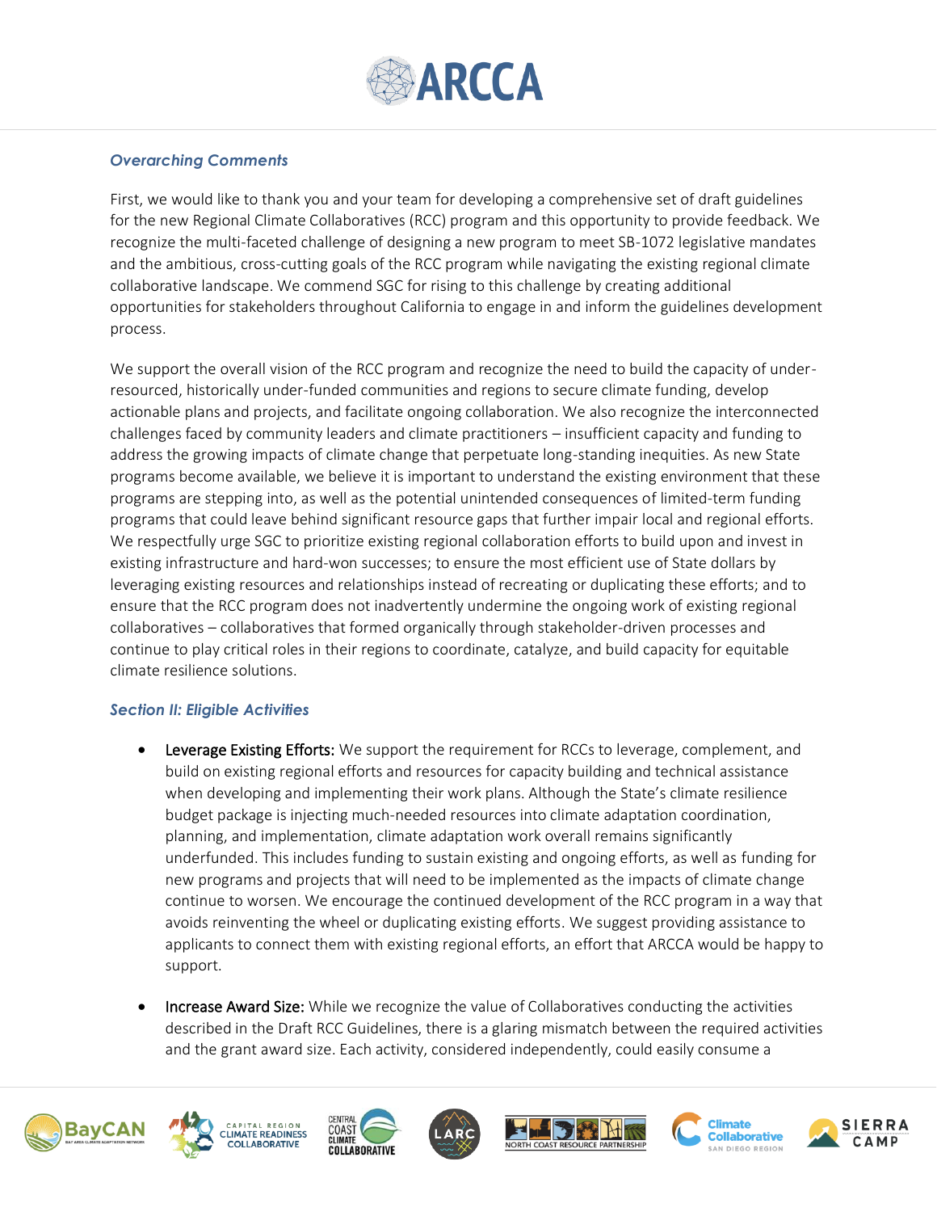### *Overarching Comments*

First, we would like to thank you and your team for developing a comprehensive set of draft guidelines for the new Regional Climate Collaboratives (RCC) program and this opportunity to provide feedback. We recognize the multi-faceted challenge of designing a new program to meet SB-1072 legislative mandates and the ambitious, cross-cutting goals of the RCC program while navigating the existing regional climate collaborative landscape. We commend SGC for rising to this challenge by creating additional opportunities for stakeholders throughout California to engage in and inform the guidelines development process.

We support the overall vision of the RCC program and recognize the need to build the capacity of under-resourced, historically under-funded communities and regions to secure climate funding, develop actionable plans and projects, and facilitate ongoing collaboration. We also recognize the interconnected challenges faced by community leaders and climate practitioners – insufficient capacity and funding to address the growing impacts of climate change that perpetuate long-standing inequities. As new State programs become available, we believe it is important to understand the existing environment that these programs are stepping into, as well as the potential unintended consequences of limited-term funding programs that could leave behind significant resource gaps that further impair local and regional efforts. We respectfully urge SGC to prioritize existing regional collaboration efforts to build upon and invest in existing infrastructure and hard-won successes; to ensure the most efficient use of State dollars by leveraging existing resources and relationships instead of recreating or duplicating these efforts; and to ensure that the RCC program does not inadvertently undermine the ongoing work of existing regional collaboratives – collaboratives that formed organically through stakeholder-driven processes and continue to play critical roles in their regions to coordinate, catalyze, and build capacity for equitable climate resilience solutions.

### *Section II: Eligible Activities*

- Leverage Existing Efforts: We support the requirement for RCCs to leverage, complement, and build on existing regional efforts and resources for capacity building and technical assistance when developing and implementing their work plans. Although the State's climate resilience budget package is injecting much-needed resources into climate adaptation coordination, planning, and implementation, climate adaptation work overall remains significantly underfunded. This includes funding to sustain existing and ongoing efforts, as well as funding for new programs and projects that will need to be implemented as the impacts of climate change continue to worsen. We encourage the continued development of the RCC program in a way that avoids reinventing the wheel or duplicating existing efforts. We suggest providing assistance to applicants to connect them with existing regional efforts, an effort that ARCCA would be happy to support.

- Increase Award Size: While we recognize the value of Collaboratives conducting the activities described in the Draft RCC Guidelines, there is a glaring mismatch between the required activities and the grant award size. Each activity, considered independently, could easily consume a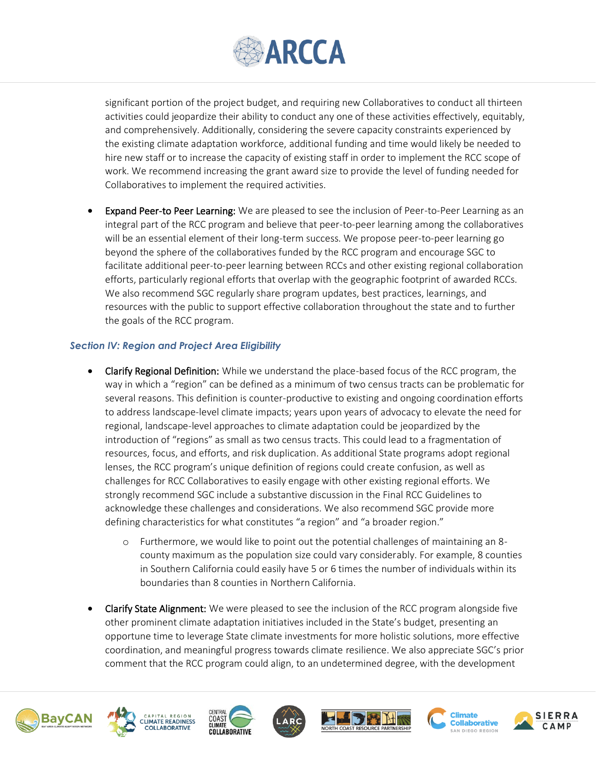significant portion of the project budget, and requiring new Collaboratives to conduct all thirteen activities could jeopardize their ability to conduct any one of these activities effectively, equitably, and comprehensively. Additionally, considering the severe capacity constraints experienced by the existing climate adaptation workforce, additional funding and time would likely be needed to hire new staff or to increase the capacity of existing staff in order to implement the RCC scope of work. We recommend increasing the grant award size to provide the level of funding needed for Collaboratives to implement the required activities.

- Expand Peer-to Peer Learning: We are pleased to see the inclusion of Peer-to-Peer Learning as an integral part of the RCC program and believe that peer-to-peer learning among the collaboratives will be an essential element of their long-term success. We propose peer-to-peer learning go beyond the sphere of the collaboratives funded by the RCC program and encourage SGC to facilitate additional peer-to-peer learning between RCCs and other existing regional collaboration efforts, particularly regional efforts that overlap with the geographic footprint of awarded RCCs. We also recommend SGC regularly share program updates, best practices, learnings, and resources with the public to support effective collaboration throughout the state and to further the goals of the RCC program.

### *Section IV: Region and Project Area Eligibility*

- Clarify Regional Definition: While we understand the place-based focus of the RCC program, the way in which a "region" can be defined as a minimum of two census tracts can be problematic for several reasons. This definition is counter-productive to existing and ongoing coordination efforts to address landscape-level climate impacts; years upon years of advocacy to elevate the need for regional, landscape-level approaches to climate adaptation could be jeopardized by the introduction of "regions" as small as two census tracts. This could lead to a fragmentation of resources, focus, and efforts, and risk duplication. As additional State programs adopt regional lenses, the RCC program's unique definition of regions could create confusion, as well as challenges for RCC Collaboratives to easily engage with other existing regional efforts. We strongly recommend SGC include a substantive discussion in the Final RCC Guidelines to acknowledge these challenges and considerations. We also recommend SGC provide more defining characteristics for what constitutes "a region" and "a broader region."
    - Furthermore, we would like to point out the potential challenges of maintaining an 8-county maximum as the population size could vary considerably. For example, 8 counties in Southern California could easily have 5 or 6 times the number of individuals within its boundaries than 8 counties in Northern California.

- Clarify State Alignment: We were pleased to see the inclusion of the RCC program alongside five other prominent climate adaptation initiatives included in the State's budget, presenting an opportune time to leverage State climate investments for more holistic solutions, more effective coordination, and meaningful progress towards climate resilience. We also appreciate SGC's prior comment that the RCC program could align, to an undetermined degree, with the development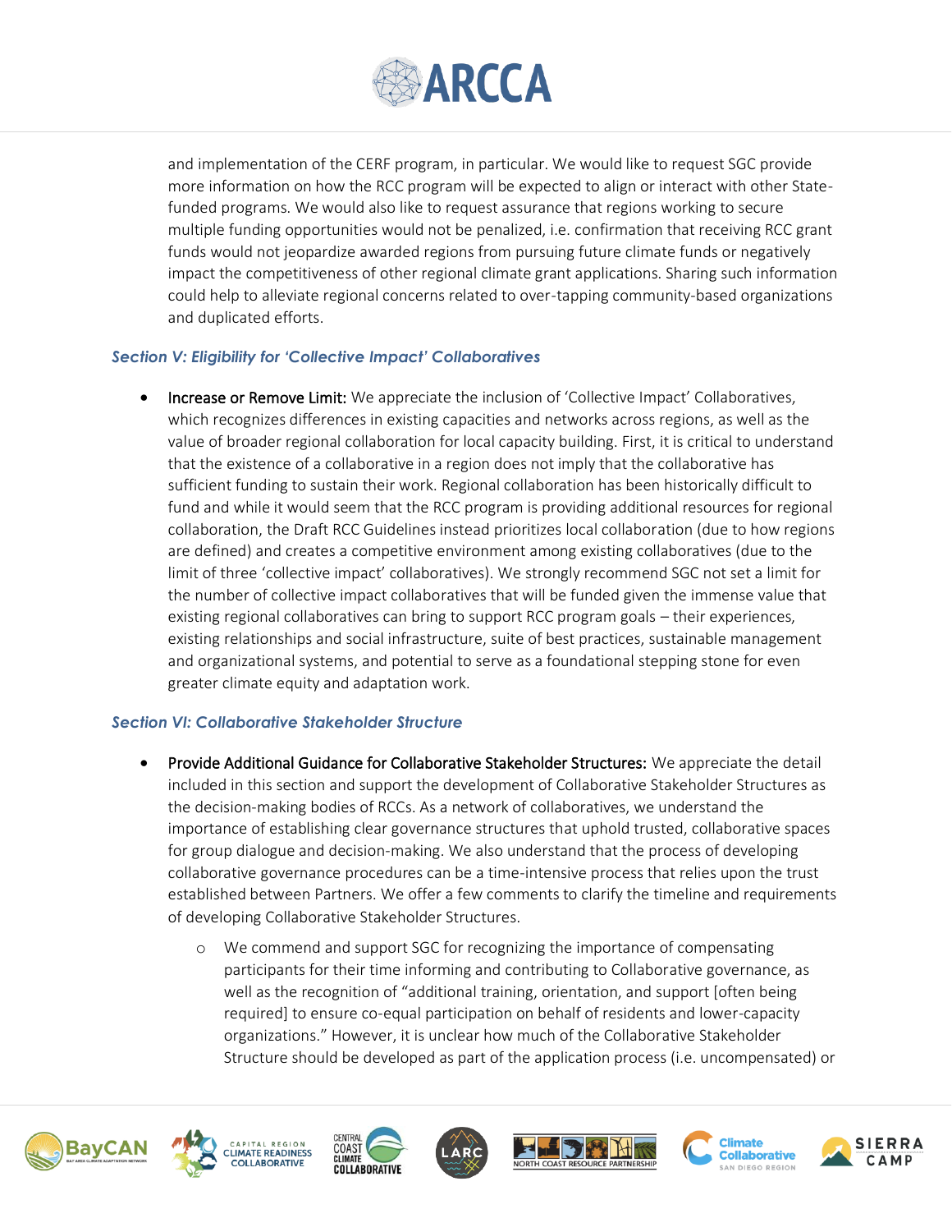and implementation of the CERF program, in particular. We would like to request SGC provide more information on how the RCC program will be expected to align or interact with other State-funded programs. We would also like to request assurance that regions working to secure multiple funding opportunities would not be penalized, i.e. confirmation that receiving RCC grant funds would not jeopardize awarded regions from pursuing future climate funds or negatively impact the competitiveness of other regional climate grant applications. Sharing such information could help to alleviate regional concerns related to over-tapping community-based organizations and duplicated efforts.

### *Section V: Eligibility for 'Collective Impact' Collaboratives*

- Increase or Remove Limit: We appreciate the inclusion of 'Collective Impact' Collaboratives, which recognizes differences in existing capacities and networks across regions, as well as the value of broader regional collaboration for local capacity building. First, it is critical to understand that the existence of a collaborative in a region does not imply that the collaborative has sufficient funding to sustain their work. Regional collaboration has been historically difficult to fund and while it would seem that the RCC program is providing additional resources for regional collaboration, the Draft RCC Guidelines instead prioritizes local collaboration (due to how regions are defined) and creates a competitive environment among existing collaboratives (due to the limit of three 'collective impact' collaboratives). We strongly recommend SGC not set a limit for the number of collective impact collaboratives that will be funded given the immense value that existing regional collaboratives can bring to support RCC program goals – their experiences, existing relationships and social infrastructure, suite of best practices, sustainable management and organizational systems, and potential to serve as a foundational stepping stone for even greater climate equity and adaptation work.

### *Section VI: Collaborative Stakeholder Structure*

- Provide Additional Guidance for Collaborative Stakeholder Structures: We appreciate the detail included in this section and support the development of Collaborative Stakeholder Structures as the decision-making bodies of RCCs. As a network of collaboratives, we understand the importance of establishing clear governance structures that uphold trusted, collaborative spaces for group dialogue and decision-making. We also understand that the process of developing collaborative governance procedures can be a time-intensive process that relies upon the trust established between Partners. We offer a few comments to clarify the timeline and requirements of developing Collaborative Stakeholder Structures.
    - We commend and support SGC for recognizing the importance of compensating participants for their time informing and contributing to Collaborative governance, as well as the recognition of "additional training, orientation, and support [often being required] to ensure co-equal participation on behalf of residents and lower-capacity organizations." However, it is unclear how much of the Collaborative Stakeholder Structure should be developed as part of the application process (i.e. uncompensated) or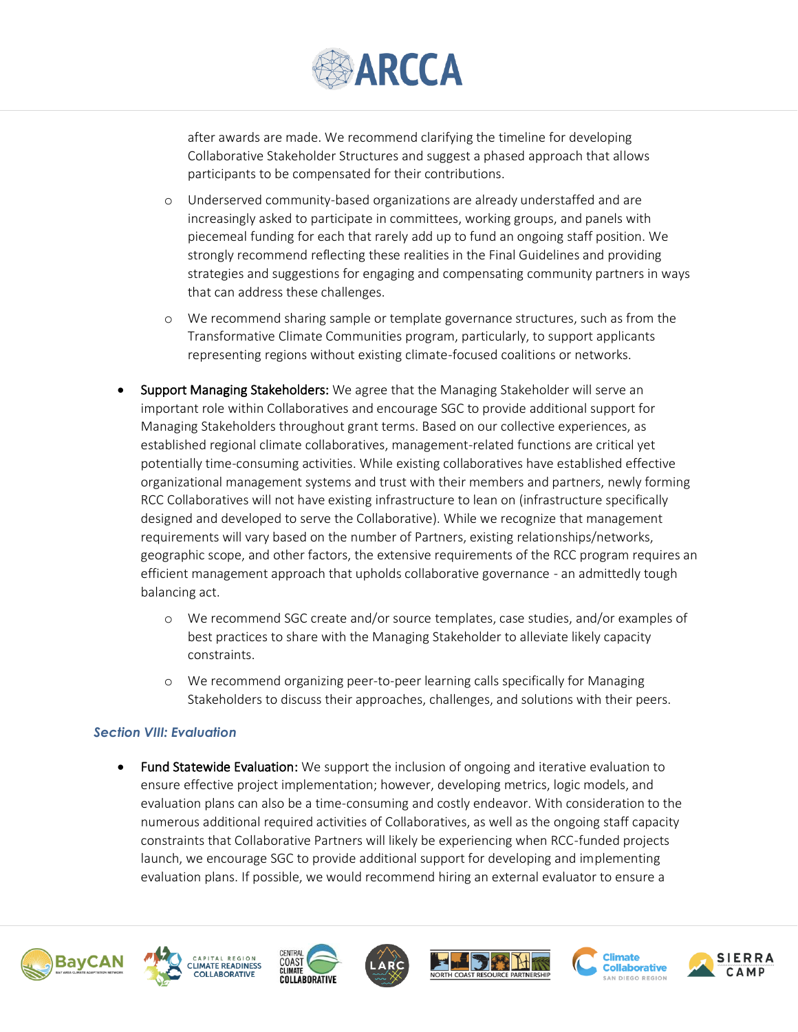after awards are made. We recommend clarifying the timeline for developing Collaborative Stakeholder Structures and suggest a phased approach that allows participants to be compensated for their contributions.

  - Underserved community-based organizations are already understaffed and are increasingly asked to participate in committees, working groups, and panels with piecemeal funding for each that rarely add up to fund an ongoing staff position. We strongly recommend reflecting these realities in the Final Guidelines and providing strategies and suggestions for engaging and compensating community partners in ways that can address these challenges.
  - We recommend sharing sample or template governance structures, such as from the Transformative Climate Communities program, particularly, to support applicants representing regions without existing climate-focused coalitions or networks.

- Support Managing Stakeholders: We agree that the Managing Stakeholder will serve an important role within Collaboratives and encourage SGC to provide additional support for Managing Stakeholders throughout grant terms. Based on our collective experiences, as established regional climate collaboratives, management-related functions are critical yet potentially time-consuming activities. While existing collaboratives have established effective organizational management systems and trust with their members and partners, newly forming RCC Collaboratives will not have existing infrastructure to lean on (infrastructure specifically designed and developed to serve the Collaborative). While we recognize that management requirements will vary based on the number of Partners, existing relationships/networks, geographic scope, and other factors, the extensive requirements of the RCC program requires an efficient management approach that upholds collaborative governance - an admittedly tough balancing act.
  - We recommend SGC create and/or source templates, case studies, and/or examples of best practices to share with the Managing Stakeholder to alleviate likely capacity constraints.
  - We recommend organizing peer-to-peer learning calls specifically for Managing Stakeholders to discuss their approaches, challenges, and solutions with their peers.

### *Section VIII: Evaluation*

- Fund Statewide Evaluation: We support the inclusion of ongoing and iterative evaluation to ensure effective project implementation; however, developing metrics, logic models, and evaluation plans can also be a time-consuming and costly endeavor. With consideration to the numerous additional required activities of Collaboratives, as well as the ongoing staff capacity constraints that Collaborative Partners will likely be experiencing when RCC-funded projects launch, we encourage SGC to provide additional support for developing and implementing evaluation plans. If possible, we would recommend hiring an external evaluator to ensure a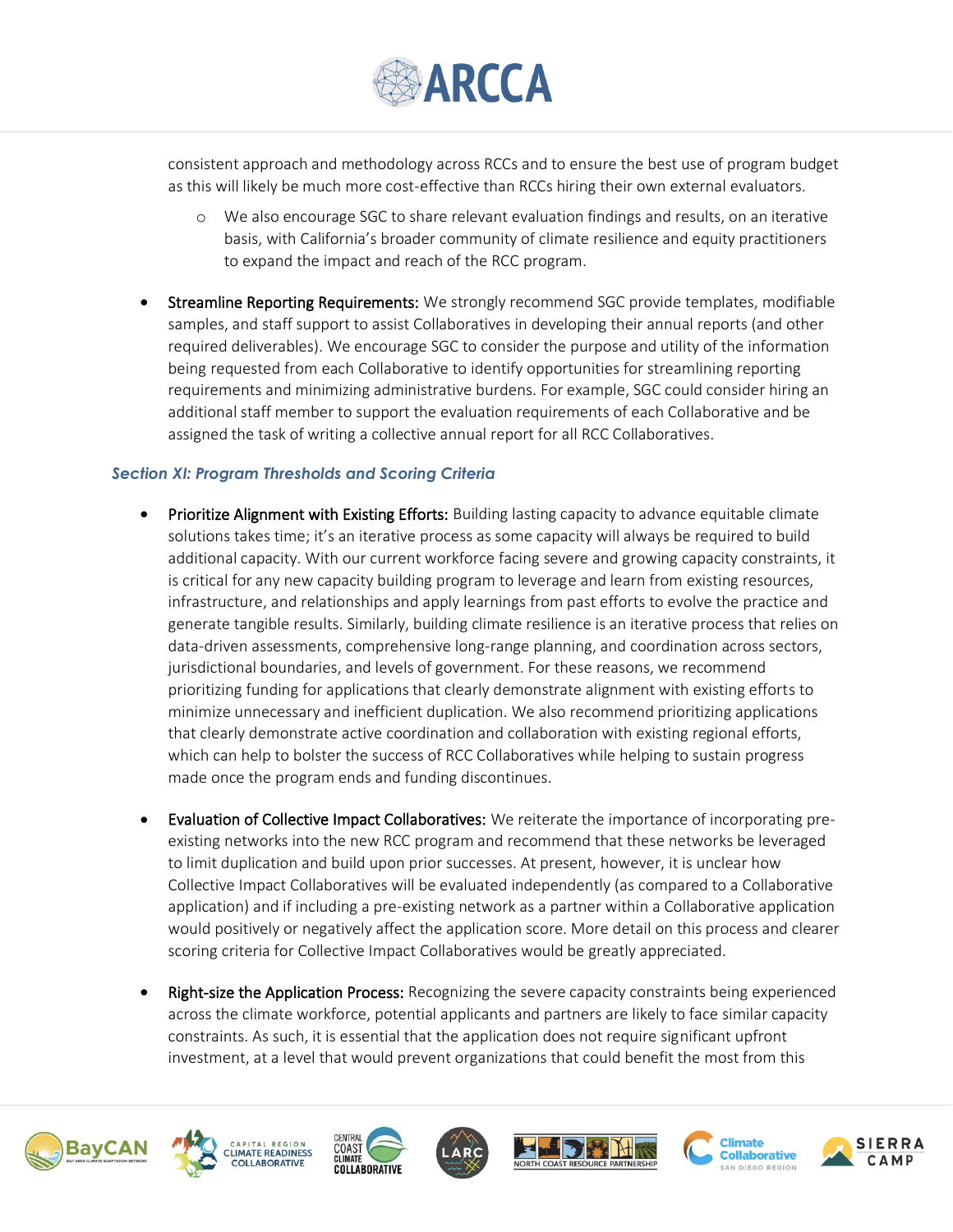consistent approach and methodology across RCCs and to ensure the best use of program budget as this will likely be much more cost-effective than RCCs hiring their own external evaluators.

  - We also encourage SGC to share relevant evaluation findings and results, on an iterative basis, with California's broader community of climate resilience and equity practitioners to expand the impact and reach of the RCC program.

- Streamline Reporting Requirements: We strongly recommend SGC provide templates, modifiable samples, and staff support to assist Collaboratives in developing their annual reports (and other required deliverables). We encourage SGC to consider the purpose and utility of the information being requested from each Collaborative to identify opportunities for streamlining reporting requirements and minimizing administrative burdens. For example, SGC could consider hiring an additional staff member to support the evaluation requirements of each Collaborative and be assigned the task of writing a collective annual report for all RCC Collaboratives.

### *Section XI: Program Thresholds and Scoring Criteria*

- Prioritize Alignment with Existing Efforts: Building lasting capacity to advance equitable climate solutions takes time; it's an iterative process as some capacity will always be required to build additional capacity. With our current workforce facing severe and growing capacity constraints, it is critical for any new capacity building program to leverage and learn from existing resources, infrastructure, and relationships and apply learnings from past efforts to evolve the practice and generate tangible results. Similarly, building climate resilience is an iterative process that relies on data-driven assessments, comprehensive long-range planning, and coordination across sectors, jurisdictional boundaries, and levels of government. For these reasons, we recommend prioritizing funding for applications that clearly demonstrate alignment with existing efforts to minimize unnecessary and inefficient duplication. We also recommend prioritizing applications that clearly demonstrate active coordination and collaboration with existing regional efforts, which can help to bolster the success of RCC Collaboratives while helping to sustain progress made once the program ends and funding discontinues.

- Evaluation of Collective Impact Collaboratives: We reiterate the importance of incorporating pre-existing networks into the new RCC program and recommend that these networks be leveraged to limit duplication and build upon prior successes. At present, however, it is unclear how Collective Impact Collaboratives will be evaluated independently (as compared to a Collaborative application) and if including a pre-existing network as a partner within a Collaborative application would positively or negatively affect the application score. More detail on this process and clearer scoring criteria for Collective Impact Collaboratives would be greatly appreciated.

- Right-size the Application Process: Recognizing the severe capacity constraints being experienced across the climate workforce, potential applicants and partners are likely to face similar capacity constraints. As such, it is essential that the application does not require significant upfront investment, at a level that would prevent organizations that could benefit the most from this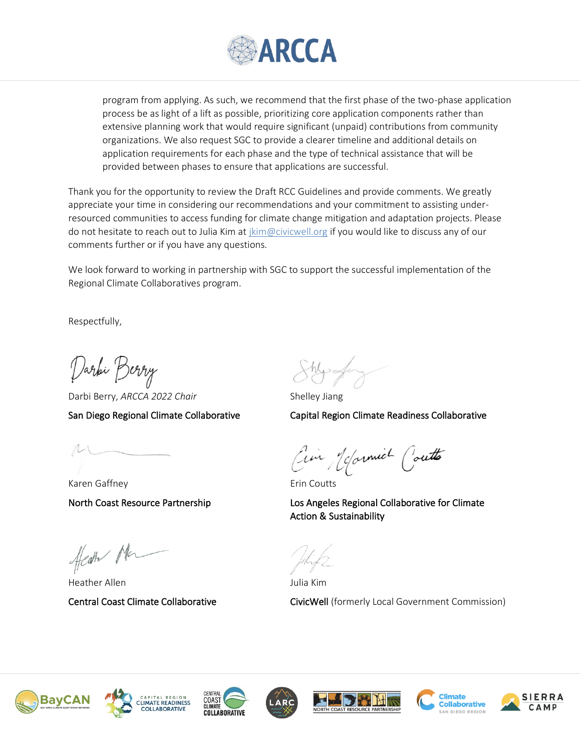program from applying. As such, we recommend that the first phase of the two-phase application process be as light of a lift as possible, prioritizing core application components rather than extensive planning work that would require significant (unpaid) contributions from community organizations. We also request SGC to provide a clearer timeline and additional details on application requirements for each phase and the type of technical assistance that will be provided between phases to ensure that applications are successful.

Thank you for the opportunity to review the Draft RCC Guidelines and provide comments. We greatly appreciate your time in considering our recommendations and your commitment to assisting under-resourced communities to access funding for climate change mitigation and adaptation projects. Please do not hesitate to reach out to Julia Kim at jkim@civicwell.org if you would like to discuss any of our comments further or if you have any questions.

We look forward to working in partnership with SGC to support the successful implementation of the Regional Climate Collaboratives program.

Respectfully,

Darbi Berry, *ARCCA 2022 Chair*
San Diego Regional Climate Collaborative

Shelley Jiang
Capital Region Climate Readiness Collaborative

Karen Gaffney
North Coast Resource Partnership

Erin Coutts
Los Angeles Regional Collaborative for Climate Action & Sustainability

Heather Allen
Central Coast Climate Collaborative

Julia Kim
CivicWell (formerly Local Government Commission)